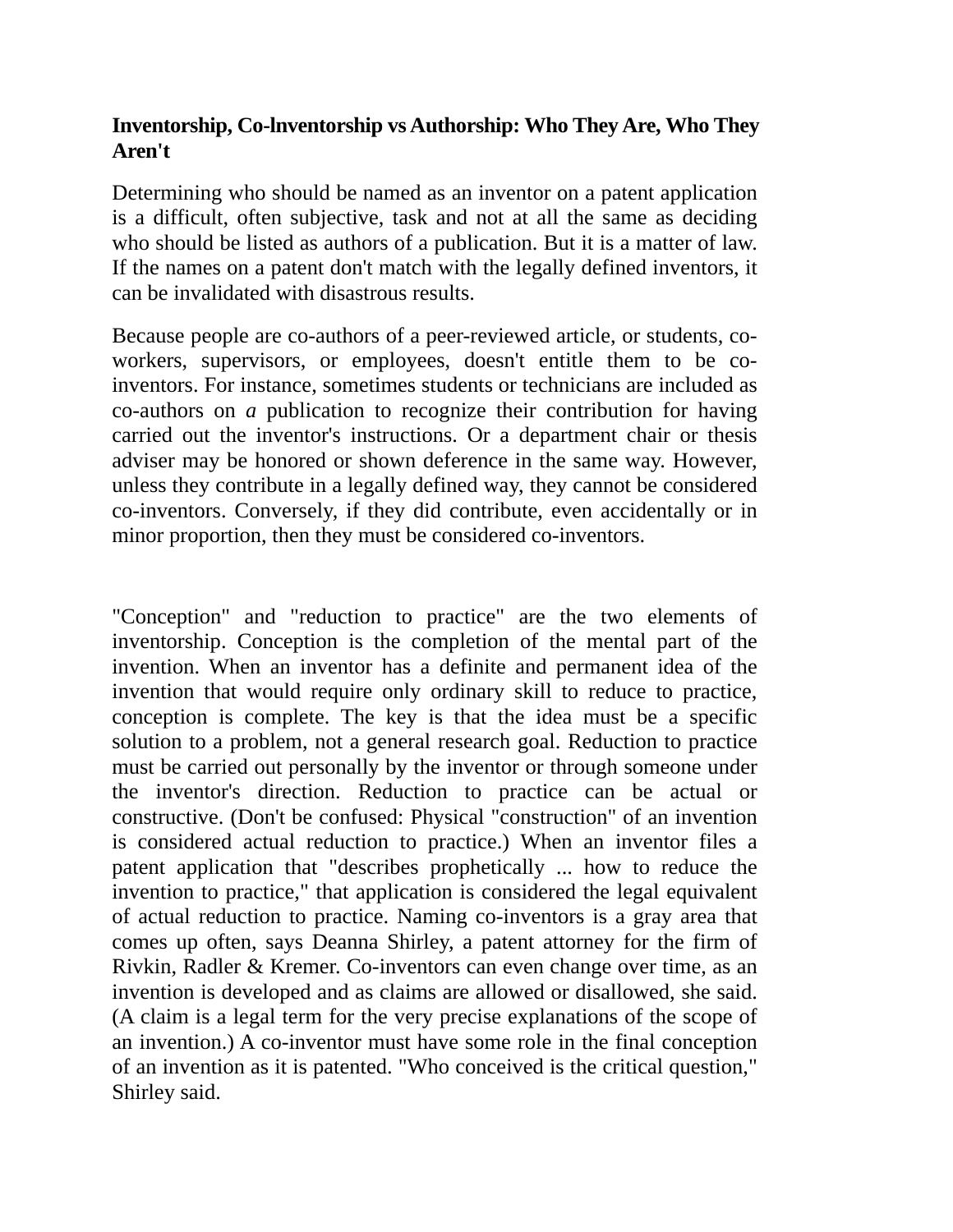**Inventorship, Co-lnventorship vs Authorship: Who They Are, Who They Aren't**

Determining who should be named as an inventor on a patent application is a difficult, often subjective, task and not at all the same as deciding who should be listed as authors of a publication. But it is a matter of law. If the names on a patent don't match with the legally defined inventors, it can be invalidated with disastrous results.

Because people are co-authors of a peer-reviewed article, or students, co-workers, supervisors, or employees, doesn't entitle them to be co-inventors. For instance, sometimes students or technicians are included as co-authors on *a* publication to recognize their contribution for having carried out the inventor's instructions. Or a department chair or thesis adviser may be honored or shown deference in the same way. However, unless they contribute in a legally defined way, they cannot be considered co-inventors. Conversely, if they did contribute, even accidentally or in minor proportion, then they must be considered co-inventors.

"Conception" and "reduction to practice" are the two elements of inventorship. Conception is the completion of the mental part of the invention. When an inventor has a definite and permanent idea of the invention that would require only ordinary skill to reduce to practice, conception is complete. The key is that the idea must be a specific solution to a problem, not a general research goal. Reduction to practice must be carried out personally by the inventor or through someone under the inventor's direction. Reduction to practice can be actual or constructive. (Don't be confused: Physical "construction" of an invention is considered actual reduction to practice.) When an inventor files a patent application that "describes prophetically ... how to reduce the invention to practice," that application is considered the legal equivalent of actual reduction to practice. Naming co-inventors is a gray area that comes up often, says Deanna Shirley, a patent attorney for the firm of Rivkin, Radler & Kremer. Co-inventors can even change over time, as an invention is developed and as claims are allowed or disallowed, she said. (A claim is a legal term for the very precise explanations of the scope of an invention.) A co-inventor must have some role in the final conception of an invention as it is patented. "Who conceived is the critical question," Shirley said.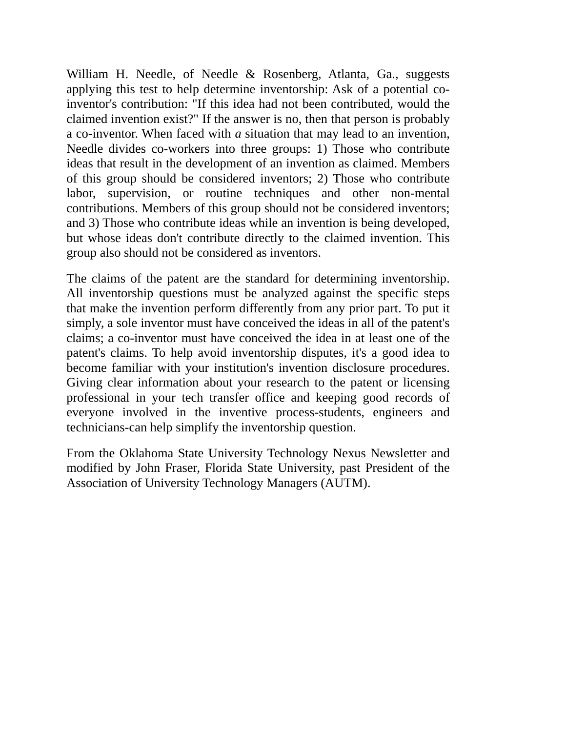William H. Needle, of Needle & Rosenberg, Atlanta, Ga., suggests applying this test to help determine inventorship: Ask of a potential co-inventor's contribution: "If this idea had not been contributed, would the claimed invention exist?" If the answer is no, then that person is probably a co-inventor. When faced with *a* situation that may lead to an invention, Needle divides co-workers into three groups: 1) Those who contribute ideas that result in the development of an invention as claimed. Members of this group should be considered inventors; 2) Those who contribute labor, supervision, or routine techniques and other non-mental contributions. Members of this group should not be considered inventors; and 3) Those who contribute ideas while an invention is being developed, but whose ideas don't contribute directly to the claimed invention. This group also should not be considered as inventors.

The claims of the patent are the standard for determining inventorship. All inventorship questions must be analyzed against the specific steps that make the invention perform differently from any prior part. To put it simply, a sole inventor must have conceived the ideas in all of the patent's claims; a co-inventor must have conceived the idea in at least one of the patent's claims. To help avoid inventorship disputes, it's a good idea to become familiar with your institution's invention disclosure procedures. Giving clear information about your research to the patent or licensing professional in your tech transfer office and keeping good records of everyone involved in the inventive process-students, engineers and technicians-can help simplify the inventorship question.

From the Oklahoma State University Technology Nexus Newsletter and modified by John Fraser, Florida State University, past President of the Association of University Technology Managers (AUTM).